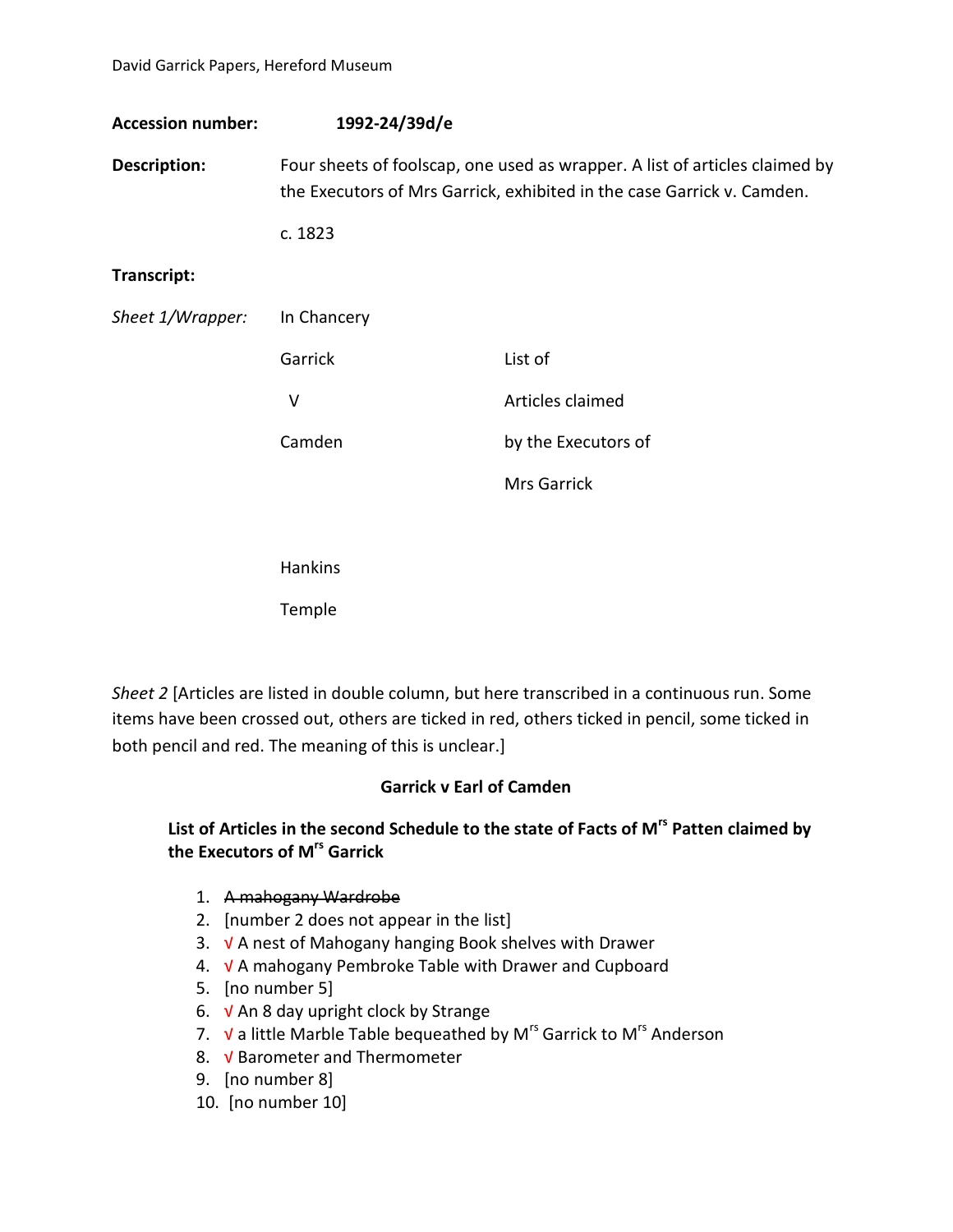David Garrick Papers, Hereford Museum

**Accession number:** **1992-24/39d/e**

**Description:** Four sheets of foolscap, one used as wrapper. A list of articles claimed by the Executors of Mrs Garrick, exhibited in the case Garrick v. Camden.

c. 1823

**Transcript:**

*Sheet 1/Wrapper:*

In Chancery

Garrick
V
Camden

List of
Articles claimed
by the Executors of
Mrs Garrick

Hankins
Temple

*Sheet 2* [Articles are listed in double column, but here transcribed in a continuous run. Some items have been crossed out, others are ticked in red, others ticked in pencil, some ticked in both pencil and red. The meaning of this is unclear.]

**Garrick v Earl of Camden**

**List of Articles in the second Schedule to the state of Facts of Mrs Patten claimed by the Executors of Mrs Garrick**

1. ~~A mahogany Wardrobe~~
2. [number 2 does not appear in the list]
3. √ A nest of Mahogany hanging Book shelves with Drawer
4. √ A mahogany Pembroke Table with Drawer and Cupboard
5. [no number 5]
6. √ An 8 day upright clock by Strange
7. √ a little Marble Table bequeathed by Mrs Garrick to Mrs Anderson
8. √ Barometer and Thermometer
9. [no number 8]
10. [no number 10]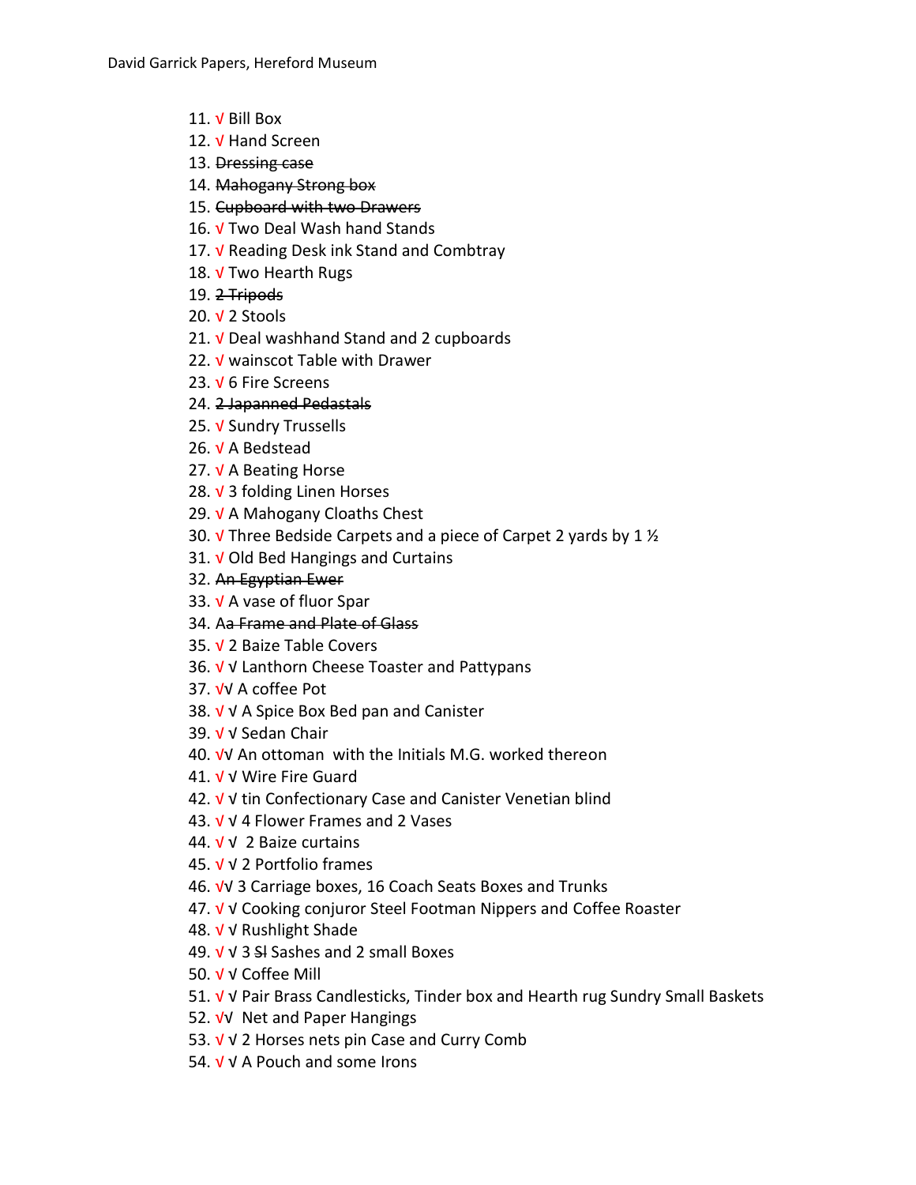11. √ Bill Box
12. √ Hand Screen
13. ~~Dressing case~~
14. ~~Mahogany Strong box~~
15. ~~Cupboard with two Drawers~~
16. √ Two Deal Wash hand Stands
17. √ Reading Desk ink Stand and Combtray
18. √ Two Hearth Rugs
19. ~~2 Tripods~~
20. √ 2 Stools
21. √ Deal washhand Stand and 2 cupboards
22. √ wainscot Table with Drawer
23. √ 6 Fire Screens
24. ~~2 Japanned Pedastals~~
25. √ Sundry Trussells
26. √ A Bedstead
27. √ A Beating Horse
28. √ 3 folding Linen Horses
29. √ A Mahogany Cloaths Chest
30. √ Three Bedside Carpets and a piece of Carpet 2 yards by 1 ½
31. √ Old Bed Hangings and Curtains
32. ~~An Egyptian Ewer~~
33. √ A vase of fluor Spar
34. A~~a Frame and Plate of Glass~~
35. √ 2 Baize Table Covers
36. √ √ Lanthorn Cheese Toaster and Pattypans
37. √√ A coffee Pot
38. √ √ A Spice Box Bed pan and Canister
39. √ √ Sedan Chair
40. √√ An ottoman with the Initials M.G. worked thereon
41. √ √ Wire Fire Guard
42. √ √ tin Confectionary Case and Canister Venetian blind
43. √ √ 4 Flower Frames and 2 Vases
44. √ √ 2 Baize curtains
45. √ √ 2 Portfolio frames
46. √√ 3 Carriage boxes, 16 Coach Seats Boxes and Trunks
47. √ √ Cooking conjuror Steel Footman Nippers and Coffee Roaster
48. √ √ Rushlight Shade
49. √ √ 3 ~~Sl~~ Sashes and 2 small Boxes
50. √ √ Coffee Mill
51. √ √ Pair Brass Candlesticks, Tinder box and Hearth rug Sundry Small Baskets
52. √√ Net and Paper Hangings
53. √ √ 2 Horses nets pin Case and Curry Comb
54. √ √ A Pouch and some Irons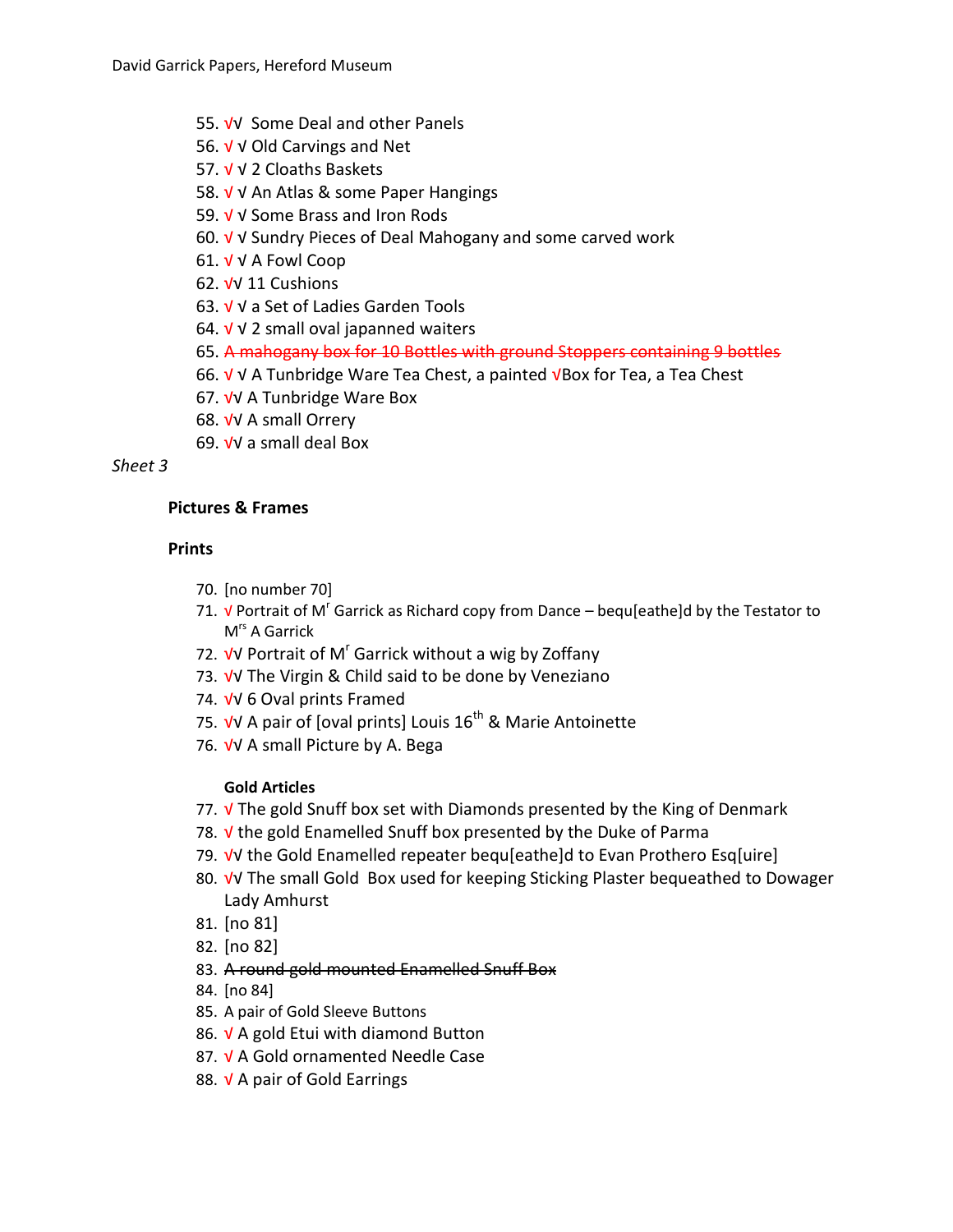55. √√ Some Deal and other Panels
56. √ √ Old Carvings and Net
57. √ √ 2 Cloaths Baskets
58. √ √ An Atlas & some Paper Hangings
59. √ √ Some Brass and Iron Rods
60. √ √ Sundry Pieces of Deal Mahogany and some carved work
61. √ √ A Fowl Coop
62. √√ 11 Cushions
63. √ √ a Set of Ladies Garden Tools
64. √ √ 2 small oval japanned waiters
65. ~~A mahogany box for 10 Bottles with ground Stoppers containing 9 bottles~~
66. √ √ A Tunbridge Ware Tea Chest, a painted √Box for Tea, a Tea Chest
67. √√ A Tunbridge Ware Box
68. √√ A small Orrery
69. √√ a small deal Box

*Sheet 3*

**Pictures & Frames**

**Prints**

70. [no number 70]
71. √ Portrait of M[r] Garrick as Richard copy from Dance – bequ[eathe]d by the Testator to M[rs] A Garrick
72. √√ Portrait of M[r] Garrick without a wig by Zoffany
73. √√ The Virgin & Child said to be done by Veneziano
74. √√ 6 Oval prints Framed
75. √√ A pair of [oval prints] Louis 16[th] & Marie Antoinette
76. √√ A small Picture by A. Bega

**Gold Articles**

77. √ The gold Snuff box set with Diamonds presented by the King of Denmark
78. √ the gold Enamelled Snuff box presented by the Duke of Parma
79. √√ the Gold Enamelled repeater bequ[eathe]d to Evan Prothero Esq[uire]
80. √√ The small Gold Box used for keeping Sticking Plaster bequeathed to Dowager Lady Amhurst
81. [no 81]
82. [no 82]
83. ~~A round gold mounted Enamelled Snuff Box~~
84. [no 84]
85. A pair of Gold Sleeve Buttons
86. √ A gold Etui with diamond Button
87. √ A Gold ornamented Needle Case
88. √ A pair of Gold Earrings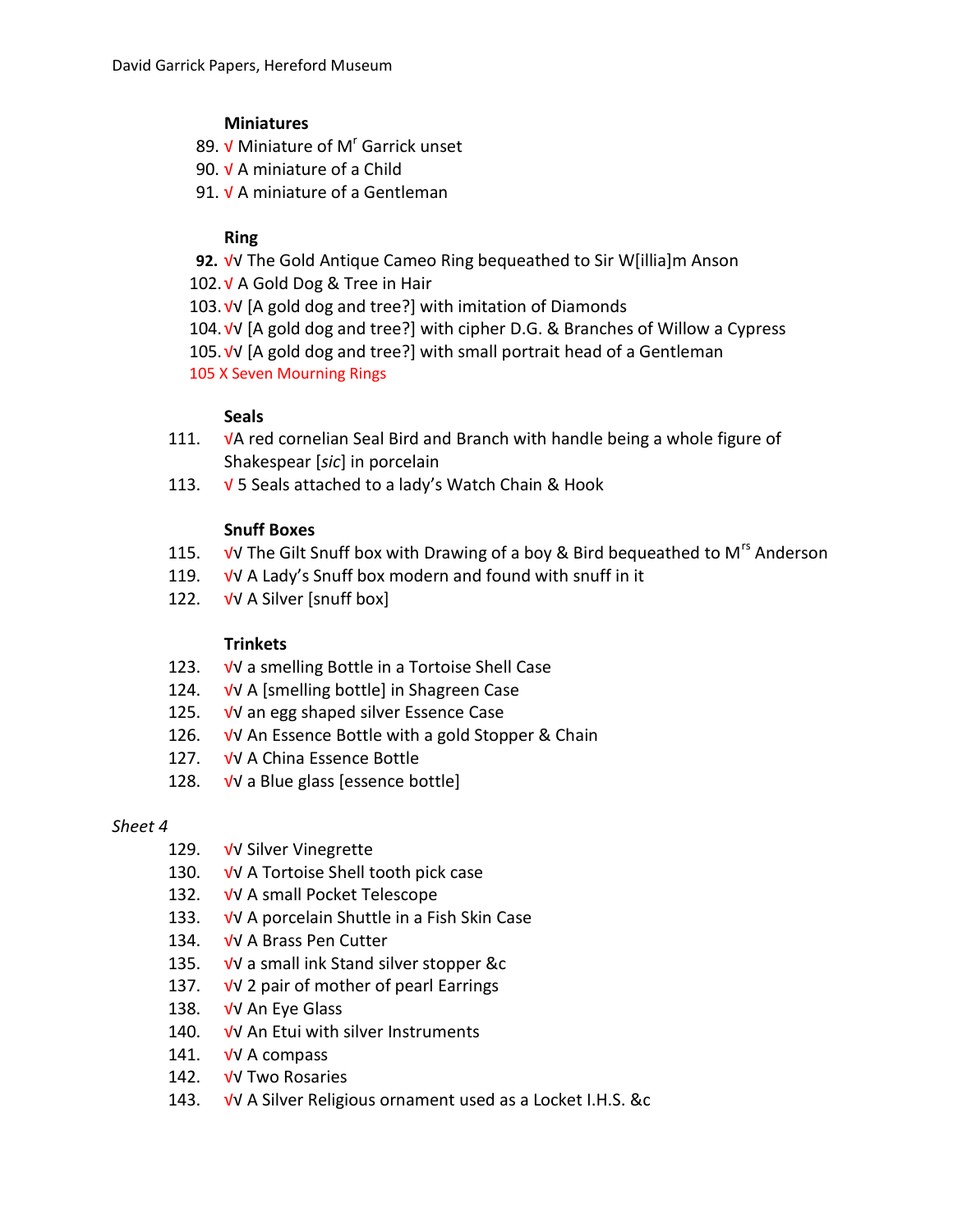### Miniatures

89. √ Miniature of Mr Garrick unset
90. √ A miniature of a Child
91. √ A miniature of a Gentleman

### Ring

**92.** √√ The Gold Antique Cameo Ring bequeathed to Sir W[illia]m Anson
102. √ A Gold Dog & Tree in Hair
103. √√ [A gold dog and tree?] with imitation of Diamonds
104. √√ [A gold dog and tree?] with cipher D.G. & Branches of Willow a Cypress
105. √√ [A gold dog and tree?] with small portrait head of a Gentleman

105 X Seven Mourning Rings

### Seals

111. √A red cornelian Seal Bird and Branch with handle being a whole figure of Shakespear [*sic*] in porcelain
113. √ 5 Seals attached to a lady's Watch Chain & Hook

### Snuff Boxes

115. √√ The Gilt Snuff box with Drawing of a boy & Bird bequeathed to Mrs Anderson
119. √√ A Lady's Snuff box modern and found with snuff in it
122. √√ A Silver [snuff box]

### Trinkets

123. √√ a smelling Bottle in a Tortoise Shell Case
124. √√ A [smelling bottle] in Shagreen Case
125. √√ an egg shaped silver Essence Case
126. √√ An Essence Bottle with a gold Stopper & Chain
127. √√ A China Essence Bottle
128. √√ a Blue glass [essence bottle]

*Sheet 4*

129. √√ Silver Vinegrette
130. √√ A Tortoise Shell tooth pick case
132. √√ A small Pocket Telescope
133. √√ A porcelain Shuttle in a Fish Skin Case
134. √√ A Brass Pen Cutter
135. √√ a small ink Stand silver stopper &c
137. √√ 2 pair of mother of pearl Earrings
138. √√ An Eye Glass
140. √√ An Etui with silver Instruments
141. √√ A compass
142. √√ Two Rosaries
143. √√ A Silver Religious ornament used as a Locket I.H.S. &c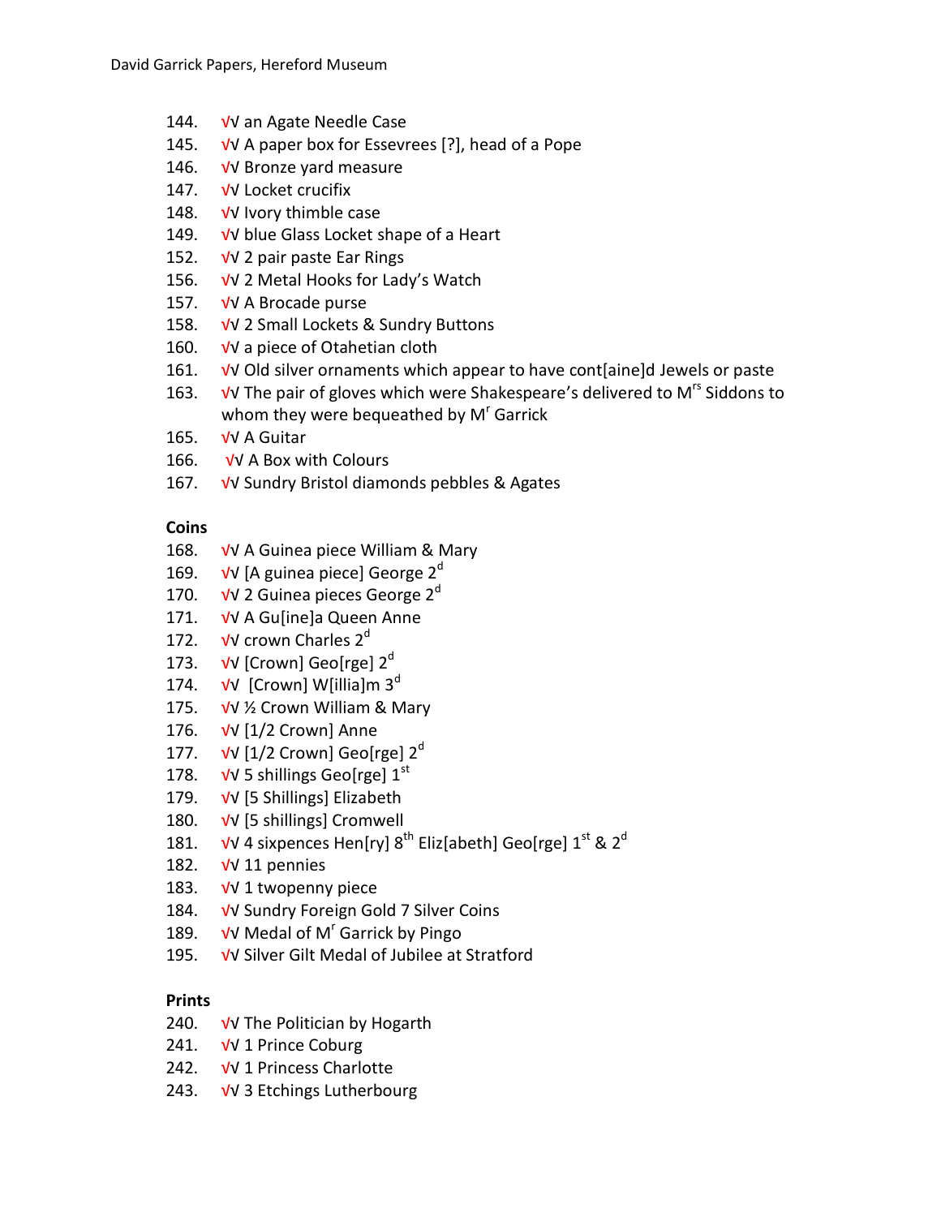144. √√ an Agate Needle Case
145. √√ A paper box for Essevrees [?], head of a Pope
146. √√ Bronze yard measure
147. √√ Locket crucifix
148. √√ Ivory thimble case
149. √√ blue Glass Locket shape of a Heart
152. √√ 2 pair paste Ear Rings
156. √√ 2 Metal Hooks for Lady's Watch
157. √√ A Brocade purse
158. √√ 2 Small Lockets & Sundry Buttons
160. √√ a piece of Otahetian cloth
161. √√ Old silver ornaments which appear to have cont[aine]d Jewels or paste
163. √√ The pair of gloves which were Shakespeare's delivered to M^rs^ Siddons to whom they were bequeathed by M^r^ Garrick
165. √√ A Guitar
166. √√ A Box with Colours
167. √√ Sundry Bristol diamonds pebbles & Agates

**Coins**

168. √√ A Guinea piece William & Mary
169. √√ [A guinea piece] George 2^d^
170. √√ 2 Guinea pieces George 2^d^
171. √√ A Gu[ine]a Queen Anne
172. √√ crown Charles 2^d^
173. √√ [Crown] Geo[rge] 2^d^
174. √√ [Crown] W[illia]m 3^d^
175. √√ ½ Crown William & Mary
176. √√ [1/2 Crown] Anne
177. √√ [1/2 Crown] Geo[rge] 2^d^
178. √√ 5 shillings Geo[rge] 1^st^
179. √√ [5 Shillings] Elizabeth
180. √√ [5 shillings] Cromwell
181. √√ 4 sixpences Hen[ry] 8^th^ Eliz[abeth] Geo[rge] 1^st^ & 2^d^
182. √√ 11 pennies
183. √√ 1 twopenny piece
184. √√ Sundry Foreign Gold 7 Silver Coins
189. √√ Medal of M^r^ Garrick by Pingo
195. √√ Silver Gilt Medal of Jubilee at Stratford

**Prints**

240. √√ The Politician by Hogarth
241. √√ 1 Prince Coburg
242. √√ 1 Princess Charlotte
243. √√ 3 Etchings Lutherbourg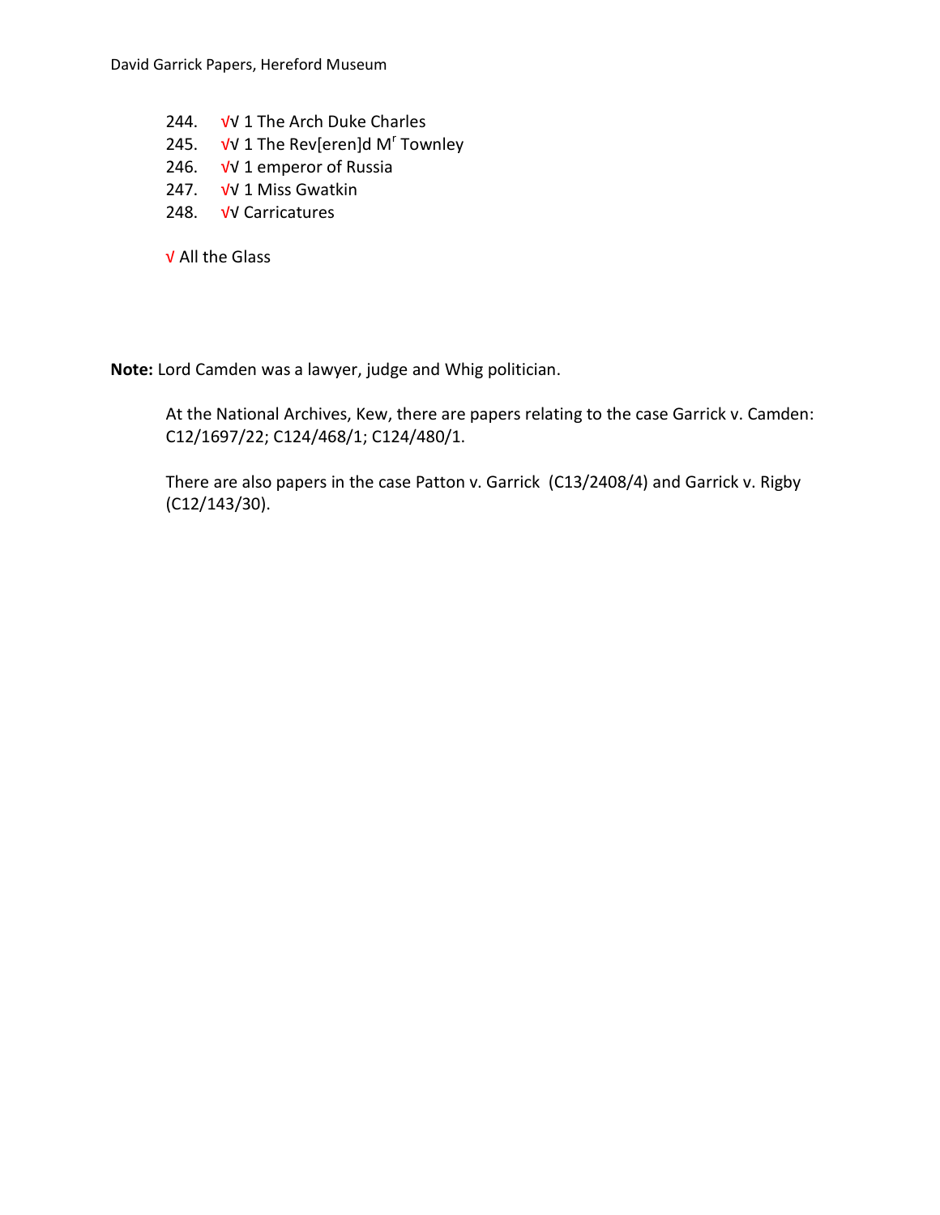244. √√ 1 The Arch Duke Charles
245. √√ 1 The Rev[eren]d M[r] Townley
246. √√ 1 emperor of Russia
247. √√ 1 Miss Gwatkin
248. √√ Carricatures

√ All the Glass

**Note:** Lord Camden was a lawyer, judge and Whig politician.

At the National Archives, Kew, there are papers relating to the case Garrick v. Camden: C12/1697/22; C124/468/1; C124/480/1.

There are also papers in the case Patton v. Garrick (C13/2408/4) and Garrick v. Rigby (C12/143/30).